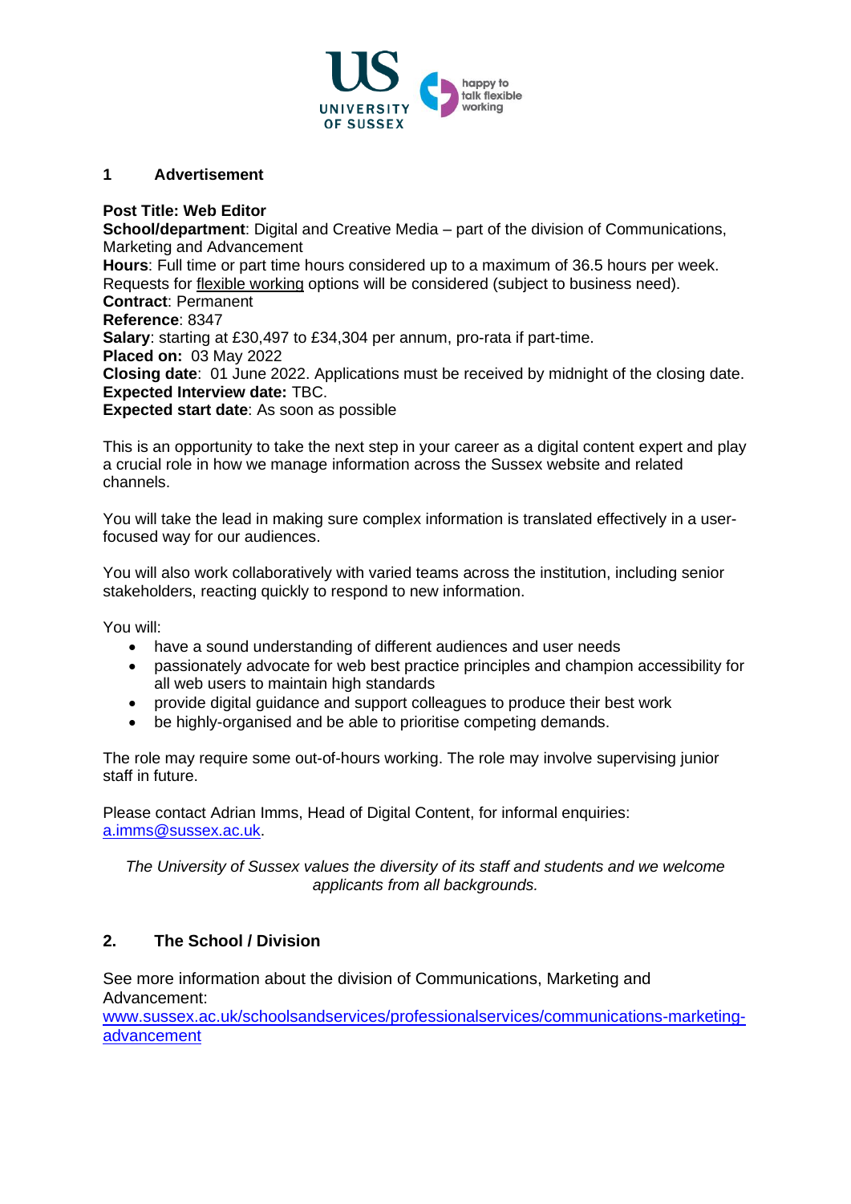## 1 Advertisement

**Post Title: Web Editor**
**School/department**: Digital and Creative Media – part of the division of Communications, Marketing and Advancement
**Hours**: Full time or part time hours considered up to a maximum of 36.5 hours per week. Requests for flexible working options will be considered (subject to business need).
**Contract**: Permanent
**Reference**: 8347
**Salary**: starting at £30,497 to £34,304 per annum, pro-rata if part-time.
**Placed on:** 03 May 2022
**Closing date**: 01 June 2022. Applications must be received by midnight of the closing date.
**Expected Interview date:** TBC.
**Expected start date**: As soon as possible

This is an opportunity to take the next step in your career as a digital content expert and play a crucial role in how we manage information across the Sussex website and related channels.

You will take the lead in making sure complex information is translated effectively in a user-focused way for our audiences.

You will also work collaboratively with varied teams across the institution, including senior stakeholders, reacting quickly to respond to new information.

You will:

- have a sound understanding of different audiences and user needs
- passionately advocate for web best practice principles and champion accessibility for all web users to maintain high standards
- provide digital guidance and support colleagues to produce their best work
- be highly-organised and be able to prioritise competing demands.

The role may require some out-of-hours working. The role may involve supervising junior staff in future.

Please contact Adrian Imms, Head of Digital Content, for informal enquiries: a.imms@sussex.ac.uk.

*The University of Sussex values the diversity of its staff and students and we welcome applicants from all backgrounds.*

## 2. The School / Division

See more information about the division of Communications, Marketing and Advancement:
www.sussex.ac.uk/schoolsandservices/professionalservices/communications-marketing-advancement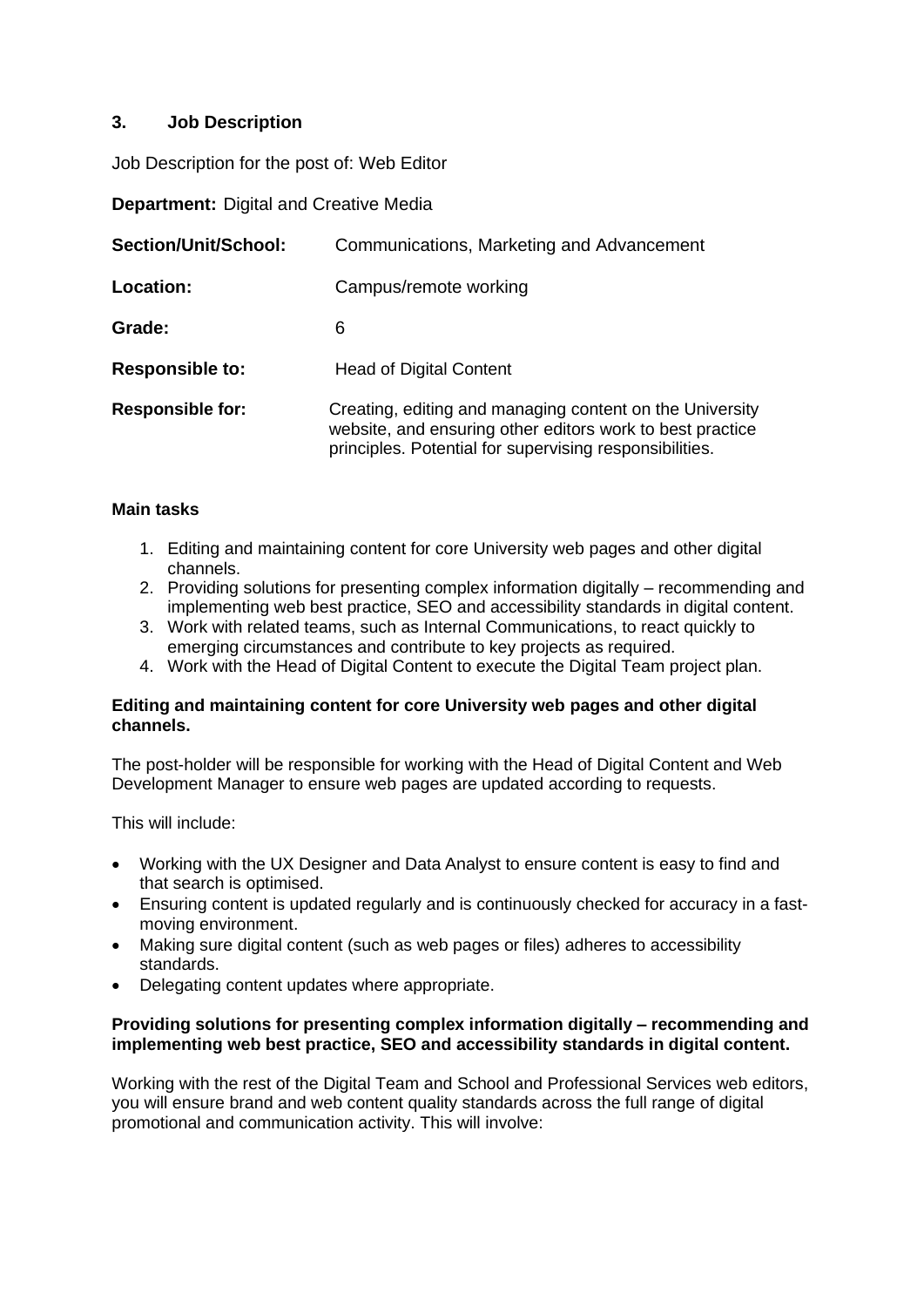## 3. Job Description

Job Description for the post of: Web Editor

**Department:** Digital and Creative Media

| | |
|---|---|
| **Section/Unit/School:** | Communications, Marketing and Advancement |
| **Location:** | Campus/remote working |
| **Grade:** | 6 |
| **Responsible to:** | Head of Digital Content |
| **Responsible for:** | Creating, editing and managing content on the University website, and ensuring other editors work to best practice principles. Potential for supervising responsibilities. |

**Main tasks**

1. Editing and maintaining content for core University web pages and other digital channels.
2. Providing solutions for presenting complex information digitally – recommending and implementing web best practice, SEO and accessibility standards in digital content.
3. Work with related teams, such as Internal Communications, to react quickly to emerging circumstances and contribute to key projects as required.
4. Work with the Head of Digital Content to execute the Digital Team project plan.

**Editing and maintaining content for core University web pages and other digital channels.**

The post-holder will be responsible for working with the Head of Digital Content and Web Development Manager to ensure web pages are updated according to requests.

This will include:

- Working with the UX Designer and Data Analyst to ensure content is easy to find and that search is optimised.
- Ensuring content is updated regularly and is continuously checked for accuracy in a fast-moving environment.
- Making sure digital content (such as web pages or files) adheres to accessibility standards.
- Delegating content updates where appropriate.

**Providing solutions for presenting complex information digitally – recommending and implementing web best practice, SEO and accessibility standards in digital content.**

Working with the rest of the Digital Team and School and Professional Services web editors, you will ensure brand and web content quality standards across the full range of digital promotional and communication activity. This will involve: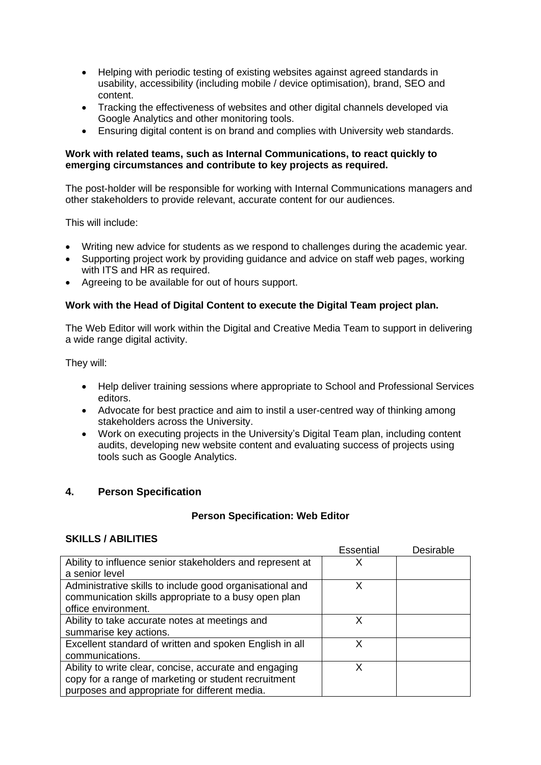- Helping with periodic testing of existing websites against agreed standards in usability, accessibility (including mobile / device optimisation), brand, SEO and content.
- Tracking the effectiveness of websites and other digital channels developed via Google Analytics and other monitoring tools.
- Ensuring digital content is on brand and complies with University web standards.

**Work with related teams, such as Internal Communications, to react quickly to emerging circumstances and contribute to key projects as required.**

The post-holder will be responsible for working with Internal Communications managers and other stakeholders to provide relevant, accurate content for our audiences.

This will include:

- Writing new advice for students as we respond to challenges during the academic year.
- Supporting project work by providing guidance and advice on staff web pages, working with ITS and HR as required.
- Agreeing to be available for out of hours support.

**Work with the Head of Digital Content to execute the Digital Team project plan.**

The Web Editor will work within the Digital and Creative Media Team to support in delivering a wide range digital activity.

They will:

- Help deliver training sessions where appropriate to School and Professional Services editors.
- Advocate for best practice and aim to instil a user-centred way of thinking among stakeholders across the University.
- Work on executing projects in the University's Digital Team plan, including content audits, developing new website content and evaluating success of projects using tools such as Google Analytics.

## 4. Person Specification

**Person Specification: Web Editor**

**SKILLS / ABILITIES**

| | Essential | Desirable |
|---|---|---|
| Ability to influence senior stakeholders and represent at a senior level | X | |
| Administrative skills to include good organisational and communication skills appropriate to a busy open plan office environment. | X | |
| Ability to take accurate notes at meetings and summarise key actions. | X | |
| Excellent standard of written and spoken English in all communications. | X | |
| Ability to write clear, concise, accurate and engaging copy for a range of marketing or student recruitment purposes and appropriate for different media. | X | |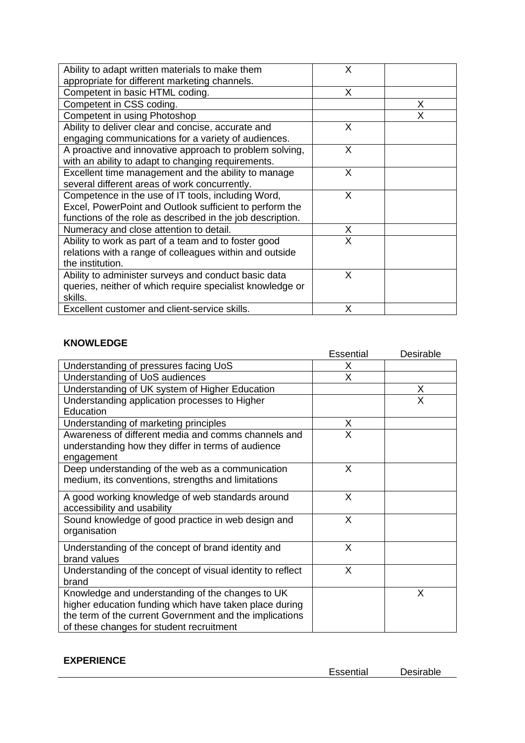| | Essential | Desirable |
|---|---|---|
| Ability to adapt written materials to make them appropriate for different marketing channels. | X | |
| Competent in basic HTML coding. | X | |
| Competent in CSS coding. | | X |
| Competent in using Photoshop | | X |
| Ability to deliver clear and concise, accurate and engaging communications for a variety of audiences. | X | |
| A proactive and innovative approach to problem solving, with an ability to adapt to changing requirements. | X | |
| Excellent time management and the ability to manage several different areas of work concurrently. | X | |
| Competence in the use of IT tools, including Word, Excel, PowerPoint and Outlook sufficient to perform the functions of the role as described in the job description. | X | |
| Numeracy and close attention to detail. | X | |
| Ability to work as part of a team and to foster good relations with a range of colleagues within and outside the institution. | X | |
| Ability to administer surveys and conduct basic data queries, neither of which require specialist knowledge or skills. | X | |
| Excellent customer and client-service skills. | X | |

**KNOWLEDGE**

| | Essential | Desirable |
|---|---|---|
| Understanding of pressures facing UoS | X | |
| Understanding of UoS audiences | X | |
| Understanding of UK system of Higher Education | | X |
| Understanding application processes to Higher Education | | X |
| Understanding of marketing principles | X | |
| Awareness of different media and comms channels and understanding how they differ in terms of audience engagement | X | |
| Deep understanding of the web as a communication medium, its conventions, strengths and limitations | X | |
| A good working knowledge of web standards around accessibility and usability | X | |
| Sound knowledge of good practice in web design and organisation | X | |
| Understanding of the concept of brand identity and brand values | X | |
| Understanding of the concept of visual identity to reflect brand | X | |
| Knowledge and understanding of the changes to UK higher education funding which have taken place during the term of the current Government and the implications of these changes for student recruitment | | X |

**EXPERIENCE**

| | Essential | Desirable |
|---|---|---|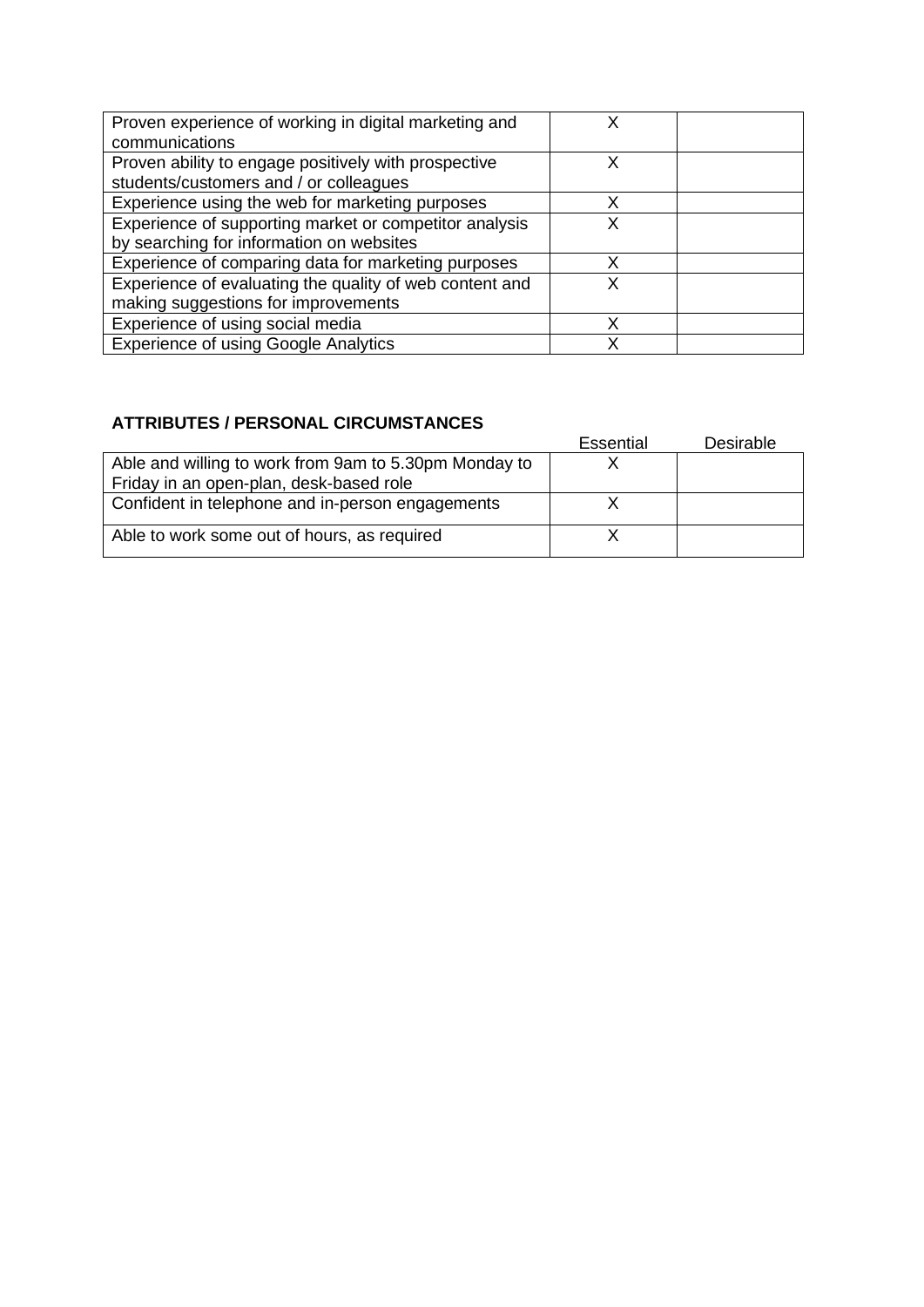| | | |
|---|---|---|
| Proven experience of working in digital marketing and communications | X | |
| Proven ability to engage positively with prospective students/customers and / or colleagues | X | |
| Experience using the web for marketing purposes | X | |
| Experience of supporting market or competitor analysis by searching for information on websites | X | |
| Experience of comparing data for marketing purposes | X | |
| Experience of evaluating the quality of web content and making suggestions for improvements | X | |
| Experience of using social media | X | |
| Experience of using Google Analytics | X | |

**ATTRIBUTES / PERSONAL CIRCUMSTANCES**

| | Essential | Desirable |
|---|---|---|
| Able and willing to work from 9am to 5.30pm Monday to Friday in an open-plan, desk-based role | X | |
| Confident in telephone and in-person engagements | X | |
| Able to work some out of hours, as required | X | |